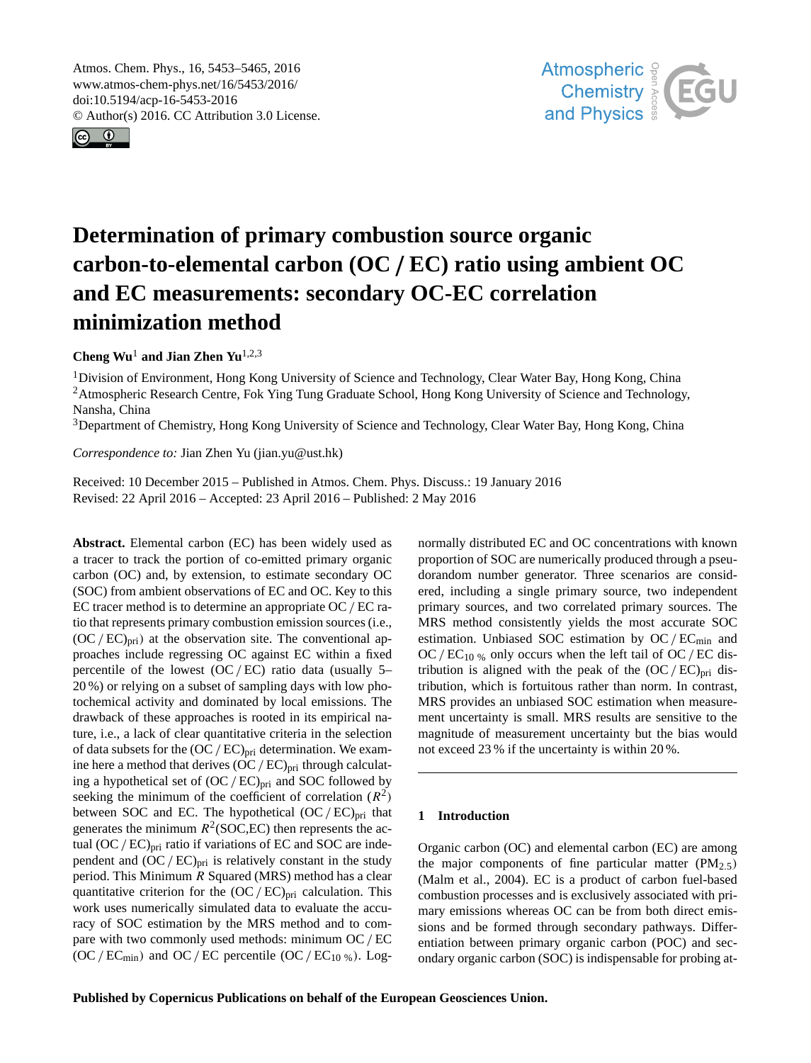# Determination of primary combustion source organic carbon-to-elemental carbon (OC / EC) ratio using ambient OC and EC measurements: secondary OC-EC correlation minimization method

**Cheng Wu**[1] **and Jian Zhen Yu**[1,2,3]

[1]Division of Environment, Hong Kong University of Science and Technology, Clear Water Bay, Hong Kong, China
[2]Atmospheric Research Centre, Fok Ying Tung Graduate School, Hong Kong University of Science and Technology, Nansha, China
[3]Department of Chemistry, Hong Kong University of Science and Technology, Clear Water Bay, Hong Kong, China

*Correspondence to:* Jian Zhen Yu (jian.yu@ust.hk)

Received: 10 December 2015 – Published in Atmos. Chem. Phys. Discuss.: 19 January 2016
Revised: 22 April 2016 – Accepted: 23 April 2016 – Published: 2 May 2016

**Abstract.** Elemental carbon (EC) has been widely used as a tracer to track the portion of co-emitted primary organic carbon (OC) and, by extension, to estimate secondary OC (SOC) from ambient observations of EC and OC. Key to this EC tracer method is to determine an appropriate OC / EC ratio that represents primary combustion emission sources (i.e., $(OC / EC)_{pri}$) at the observation site. The conventional approaches include regressing OC against EC within a fixed percentile of the lowest (OC / EC) ratio data (usually 5–20 %) or relying on a subset of sampling days with low photochemical activity and dominated by local emissions. The drawback of these approaches is rooted in its empirical nature, i.e., a lack of clear quantitative criteria in the selection of data subsets for the $(OC / EC)_{pri}$ determination. We examine here a method that derives $(OC / EC)_{pri}$ through calculating a hypothetical set of $(OC / EC)_{pri}$ and SOC followed by seeking the minimum of the coefficient of correlation ($R^2$) between SOC and EC. The hypothetical $(OC / EC)_{pri}$ that generates the minimum $R^2$(SOC,EC) then represents the actual $(OC / EC)_{pri}$ ratio if variations of EC and SOC are independent and $(OC / EC)_{pri}$ is relatively constant in the study period. This Minimum $R$ Squared (MRS) method has a clear quantitative criterion for the $(OC / EC)_{pri}$ calculation. This work uses numerically simulated data to evaluate the accuracy of SOC estimation by the MRS method and to compare with two commonly used methods: minimum OC / EC ($OC / EC_{min}$) and OC / EC percentile ($OC / EC_{10\,\%}$). Log-normally distributed EC and OC concentrations with known proportion of SOC are numerically produced through a pseudorandom number generator. Three scenarios are considered, including a single primary source, two independent primary sources, and two correlated primary sources. The MRS method consistently yields the most accurate SOC estimation. Unbiased SOC estimation by $OC / EC_{min}$ and $OC / EC_{10\,\%}$ only occurs when the left tail of OC / EC distribution is aligned with the peak of the $(OC / EC)_{pri}$ distribution, which is fortuitous rather than norm. In contrast, MRS provides an unbiased SOC estimation when measurement uncertainty is small. MRS results are sensitive to the magnitude of measurement uncertainty but the bias would not exceed 23 % if the uncertainty is within 20 %.

## 1 Introduction

Organic carbon (OC) and elemental carbon (EC) are among the major components of fine particular matter ($PM_{2.5}$) (Malm et al., 2004). EC is a product of carbon fuel-based combustion processes and is exclusively associated with primary emissions whereas OC can be from both direct emissions and be formed through secondary pathways. Differentiation between primary organic carbon (POC) and secondary organic carbon (SOC) is indispensable for probing at-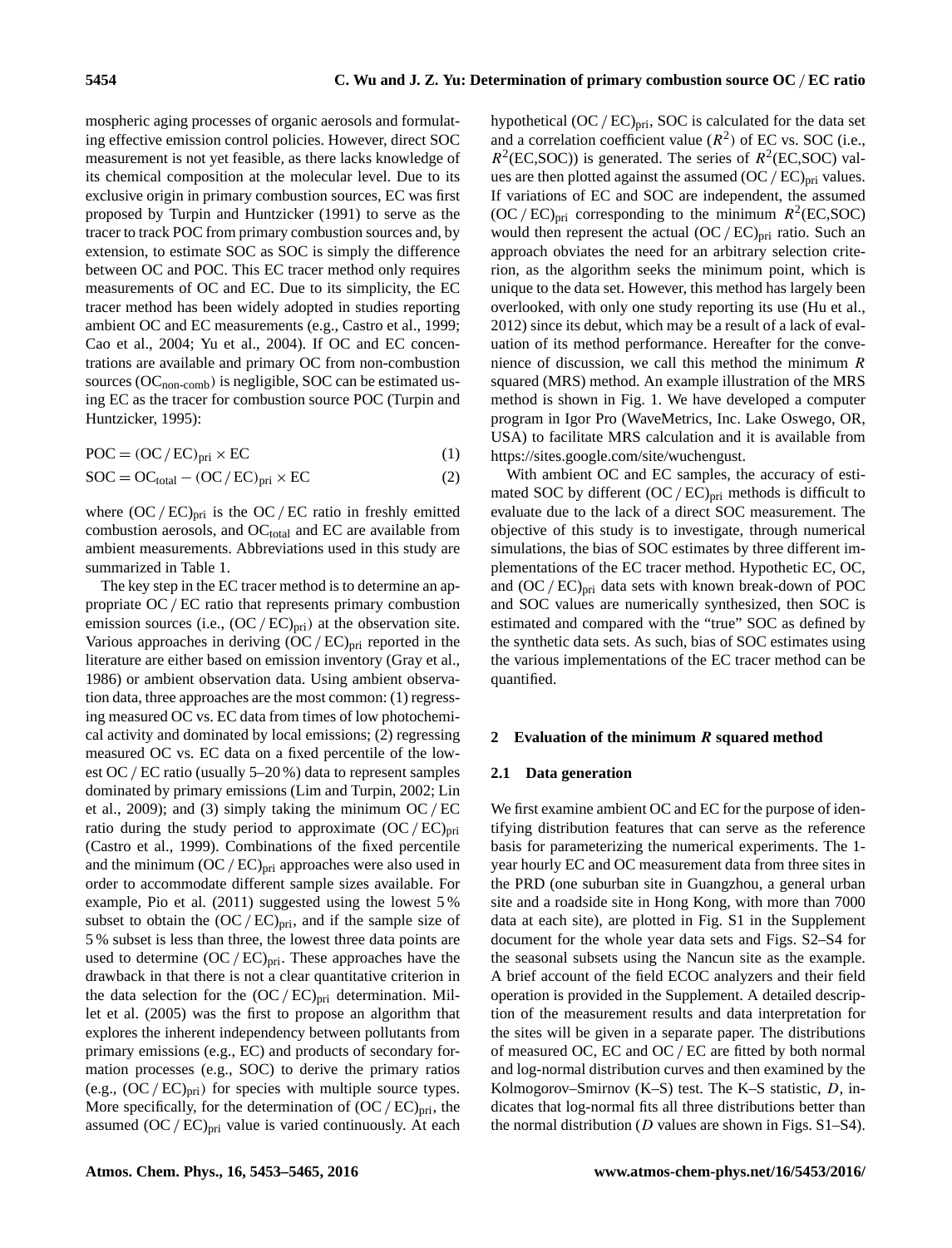mospheric aging processes of organic aerosols and formulating effective emission control policies. However, direct SOC measurement is not yet feasible, as there lacks knowledge of its chemical composition at the molecular level. Due to its exclusive origin in primary combustion sources, EC was first proposed by Turpin and Huntzicker (1991) to serve as the tracer to track POC from primary combustion sources and, by extension, to estimate SOC as SOC is simply the difference between OC and POC. This EC tracer method only requires measurements of OC and EC. Due to its simplicity, the EC tracer method has been widely adopted in studies reporting ambient OC and EC measurements (e.g., Castro et al., 1999; Cao et al., 2004; Yu et al., 2004). If OC and EC concentrations are available and primary OC from non-combustion sources ($OC_{non\text{-}comb}$) is negligible, SOC can be estimated using EC as the tracer for combustion source POC (Turpin and Huntzicker, 1995):

$$\mathrm{POC} = (\mathrm{OC}/\mathrm{EC})_{\mathrm{pri}} \times \mathrm{EC} \tag{1}$$

$$\mathrm{SOC} = \mathrm{OC}_{\mathrm{total}} - (\mathrm{OC}/\mathrm{EC})_{\mathrm{pri}} \times \mathrm{EC} \tag{2}$$

where $(OC/EC)_{pri}$ is the OC / EC ratio in freshly emitted combustion aerosols, and $OC_{total}$ and EC are available from ambient measurements. Abbreviations used in this study are summarized in Table 1.

The key step in the EC tracer method is to determine an appropriate OC / EC ratio that represents primary combustion emission sources (i.e., $(OC/EC)_{pri}$) at the observation site. Various approaches in deriving $(OC/EC)_{pri}$ reported in the literature are either based on emission inventory (Gray et al., 1986) or ambient observation data. Using ambient observation data, three approaches are the most common: (1) regressing measured OC vs. EC data from times of low photochemical activity and dominated by local emissions; (2) regressing measured OC vs. EC data on a fixed percentile of the lowest OC / EC ratio (usually 5–20 %) data to represent samples dominated by primary emissions (Lim and Turpin, 2002; Lin et al., 2009); and (3) simply taking the minimum OC / EC ratio during the study period to approximate $(OC/EC)_{pri}$ (Castro et al., 1999). Combinations of the fixed percentile and the minimum $(OC/EC)_{pri}$ approaches were also used in order to accommodate different sample sizes available. For example, Pio et al. (2011) suggested using the lowest 5 % subset to obtain the $(OC/EC)_{pri}$, and if the sample size of 5 % subset is less than three, the lowest three data points are used to determine $(OC/EC)_{pri}$. These approaches have the drawback in that there is not a clear quantitative criterion in the data selection for the $(OC/EC)_{pri}$ determination. Millet et al. (2005) was the first to propose an algorithm that explores the inherent independency between pollutants from primary emissions (e.g., EC) and products of secondary formation processes (e.g., SOC) to derive the primary ratios (e.g., $(OC/EC)_{pri}$) for species with multiple source types. More specifically, for the determination of $(OC/EC)_{pri}$, the assumed $(OC/EC)_{pri}$ value is varied continuously. At each hypothetical $(OC/EC)_{pri}$, SOC is calculated for the data set and a correlation coefficient value ($R^2$) of EC vs. SOC (i.e., $R^2$(EC,SOC)) is generated. The series of $R^2$(EC,SOC) values are then plotted against the assumed $(OC/EC)_{pri}$ values. If variations of EC and SOC are independent, the assumed $(OC/EC)_{pri}$ corresponding to the minimum $R^2$(EC,SOC) would then represent the actual $(OC/EC)_{pri}$ ratio. Such an approach obviates the need for an arbitrary selection criterion, as the algorithm seeks the minimum point, which is unique to the data set. However, this method has largely been overlooked, with only one study reporting its use (Hu et al., 2012) since its debut, which may be a result of a lack of evaluation of its method performance. Hereafter for the convenience of discussion, we call this method the minimum $R$ squared (MRS) method. An example illustration of the MRS method is shown in Fig. 1. We have developed a computer program in Igor Pro (WaveMetrics, Inc. Lake Oswego, OR, USA) to facilitate MRS calculation and it is available from https://sites.google.com/site/wuchengust.

With ambient OC and EC samples, the accuracy of estimated SOC by different $(OC/EC)_{pri}$ methods is difficult to evaluate due to the lack of a direct SOC measurement. The objective of this study is to investigate, through numerical simulations, the bias of SOC estimates by three different implementations of the EC tracer method. Hypothetic EC, OC, and $(OC/EC)_{pri}$ data sets with known break-down of POC and SOC values are numerically synthesized, then SOC is estimated and compared with the "true" SOC as defined by the synthetic data sets. As such, bias of SOC estimates using the various implementations of the EC tracer method can be quantified.

## 2 Evaluation of the minimum *R* squared method

### 2.1 Data generation

We first examine ambient OC and EC for the purpose of identifying distribution features that can serve as the reference basis for parameterizing the numerical experiments. The 1-year hourly EC and OC measurement data from three sites in the PRD (one suburban site in Guangzhou, a general urban site and a roadside site in Hong Kong, with more than 7000 data at each site), are plotted in Fig. S1 in the Supplement document for the whole year data sets and Figs. S2–S4 for the seasonal subsets using the Nancun site as the example. A brief account of the field ECOC analyzers and their field operation is provided in the Supplement. A detailed description of the measurement results and data interpretation for the sites will be given in a separate paper. The distributions of measured OC, EC and OC / EC are fitted by both normal and log-normal distribution curves and then examined by the Kolmogorov–Smirnov (K–S) test. The K–S statistic, $D$, indicates that log-normal fits all three distributions better than the normal distribution ($D$ values are shown in Figs. S1–S4).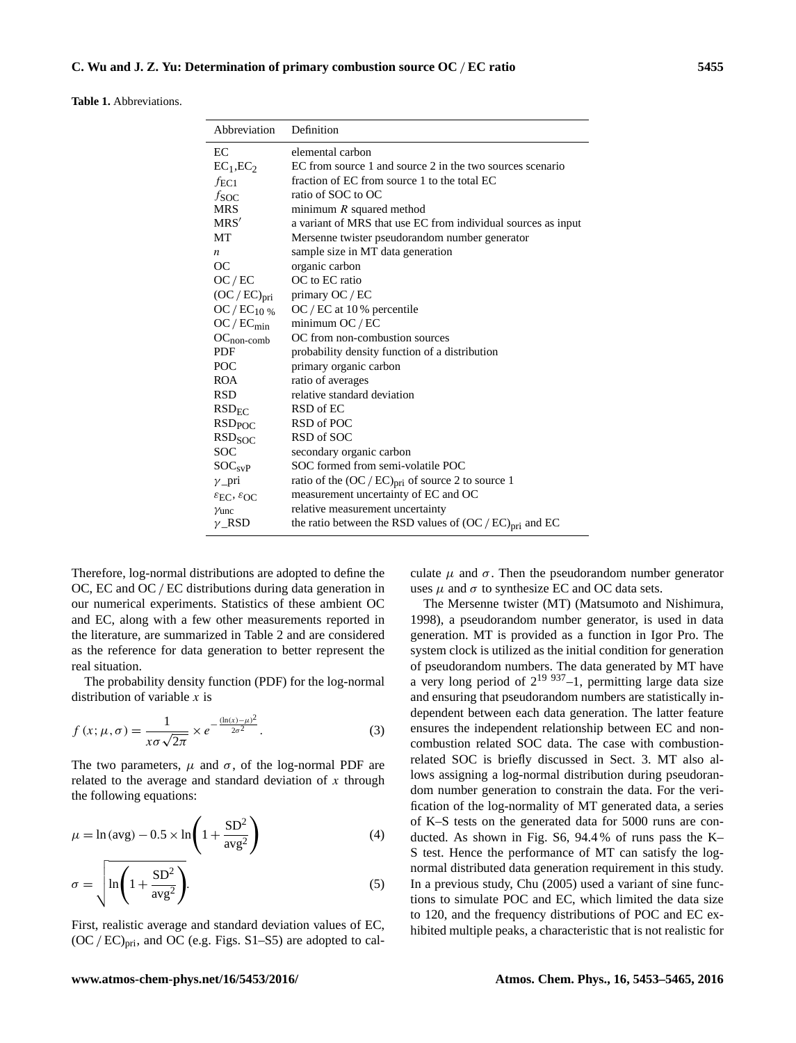**Table 1.** Abbreviations.

| Abbreviation | Definition |
|---|---|
| EC | elemental carbon |
| $EC_1$,$EC_2$ | EC from source 1 and source 2 in the two sources scenario |
| $f_{EC1}$ | fraction of EC from source 1 to the total EC |
| $f_{SOC}$ | ratio of SOC to OC |
| MRS | minimum $R$ squared method |
| MRS′ | a variant of MRS that use EC from individual sources as input |
| MT | Mersenne twister pseudorandom number generator |
| $n$ | sample size in MT data generation |
| OC | organic carbon |
| OC / EC | OC to EC ratio |
| $(OC / EC)_{pri}$ | primary OC / EC |
| $OC / EC_{10\,\%}$ | OC / EC at 10 % percentile |
| $OC / EC_{min}$ | minimum OC / EC |
| $OC_{non\text{-}comb}$ | OC from non-combustion sources |
| PDF | probability density function of a distribution |
| POC | primary organic carbon |
| ROA | ratio of averages |
| RSD | relative standard deviation |
| $RSD_{EC}$ | RSD of EC |
| $RSD_{POC}$ | RSD of POC |
| $RSD_{SOC}$ | RSD of SOC |
| SOC | secondary organic carbon |
| $SOC_{svP}$ | SOC formed from semi-volatile POC |
| $\gamma$_pri | ratio of the $(OC / EC)_{pri}$ of source 2 to source 1 |
| $\varepsilon_{EC}$, $\varepsilon_{OC}$ | measurement uncertainty of EC and OC |
| $\gamma_{unc}$ | relative measurement uncertainty |
| $\gamma$_RSD | the ratio between the RSD values of $(OC / EC)_{pri}$ and EC |

Therefore, log-normal distributions are adopted to define the OC, EC and OC / EC distributions during data generation in our numerical experiments. Statistics of these ambient OC and EC, along with a few other measurements reported in the literature, are summarized in Table 2 and are considered as the reference for data generation to better represent the real situation.

The probability density function (PDF) for the log-normal distribution of variable $x$ is

$$f(x;\mu,\sigma) = \frac{1}{x\sigma\sqrt{2\pi}} \times e^{-\frac{(\ln(x)-\mu)^2}{2\sigma^2}}. \quad (3)$$

The two parameters, $\mu$ and $\sigma$, of the log-normal PDF are related to the average and standard deviation of $x$ through the following equations:

$$\mu = \ln(\text{avg}) - 0.5 \times \ln\left(1 + \frac{\text{SD}^2}{\text{avg}^2}\right) \quad (4)$$

$$\sigma = \sqrt{\ln\left(1 + \frac{\text{SD}^2}{\text{avg}^2}\right)}. \quad (5)$$

First, realistic average and standard deviation values of EC, $(OC / EC)_{pri}$, and OC (e.g. Figs. S1–S5) are adopted to calculate $\mu$ and $\sigma$. Then the pseudorandom number generator uses $\mu$ and $\sigma$ to synthesize EC and OC data sets.

The Mersenne twister (MT) (Matsumoto and Nishimura, 1998), a pseudorandom number generator, is used in data generation. MT is provided as a function in Igor Pro. The system clock is utilized as the initial condition for generation of pseudorandom numbers. The data generated by MT have a very long period of $2^{19\,937}$–1, permitting large data size and ensuring that pseudorandom numbers are statistically independent between each data generation. The latter feature ensures the independent relationship between EC and non-combustion related SOC data. The case with combustion-related SOC is briefly discussed in Sect. 3. MT also allows assigning a log-normal distribution during pseudorandom number generation to constrain the data. For the verification of the log-normality of MT generated data, a series of K–S tests on the generated data for 5000 runs are conducted. As shown in Fig. S6, 94.4 % of runs pass the K–S test. Hence the performance of MT can satisfy the log-normal distributed data generation requirement in this study. In a previous study, Chu (2005) used a variant of sine functions to simulate POC and EC, which limited the data size to 120, and the frequency distributions of POC and EC exhibited multiple peaks, a characteristic that is not realistic for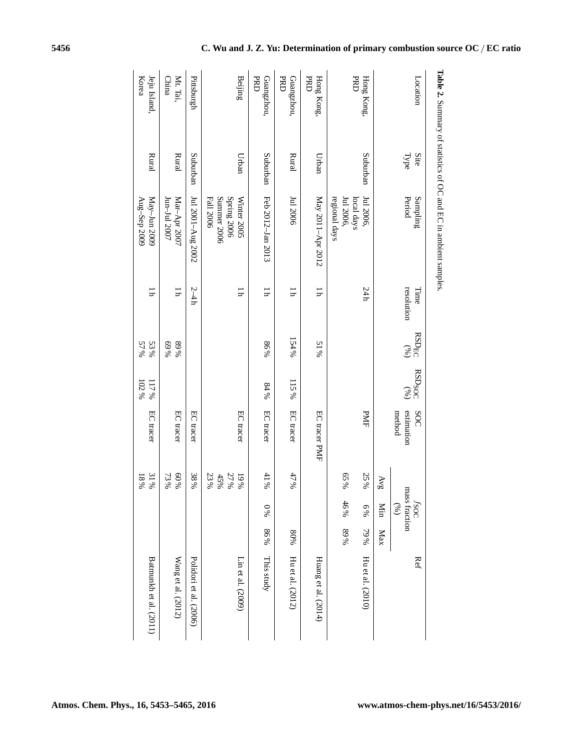**Table 2.** Summary of statistics of OC and EC in ambient samples.

| Location | Site Type | Sampling Period | Time resolution | $RSD_{EC}$ (%) | $RSD_{SOC}$ (%) | SOC estimation method | *f*SOC mass fraction (%) | | | Ref |
|---|---|---|---|---|---|---|---|---|---|---|
| | | | | | | | Avg | Min | Max | |
| Hong Kong, PRD | Suburban | Jul 2006, local days | 24 h | | | PMF | 25 % | 6 % | 79 % | Hu et al. (2010) |
| | | Jul 2006, regional days | | | | | 65 % | 46 % | 89 % | |
| Hong Kong, PRD | Urban | May 2011–Apr 2012 | 1 h | 51 % | | EC tracer PMF | | | | Huang et al. (2014) |
| Guangzhou, PRD | Rural | Jul 2006 | 1 h | 154 % | 115 % | EC tracer | 47 % | | 80% | Hu et al. (2012) |
| Guangzhou, PRD | Suburban | Feb 2012–Jan 2013 | 1 h | 86 % | 84 % | EC tracer | 41 % | 0 % | 86 % | This study |
| Beijing | Urban | Winter 2005<br>Spring 2006<br>Summer 2006<br>Fall 2006 | 1 h | | | EC tracer | 19 %<br>27 %<br>45 %<br>23 % | | | Lin et al. (2009) |
| Pittsburgh | Suburban | Jul 2001–Aug 2002 | 2–4 h | | | EC tracer | 38 % | | | Polidori et al. (2006) |
| Mt. Tai, China | Rural | Mar–Apr 2007<br>Jun–Jul 2007 | 1 h | 89 %<br>69 % | | EC tracer | 60 %<br>73 % | | | Wang et al. (2012) |
| Jeju Island, Korea | Rural | May–Jun 2009<br>Aug–Sep 2009 | 1 h | 53 %<br>57 % | 117 %<br>102 % | EC tracer | 31 %<br>18 % | | | Batmunkh et al. (2011) |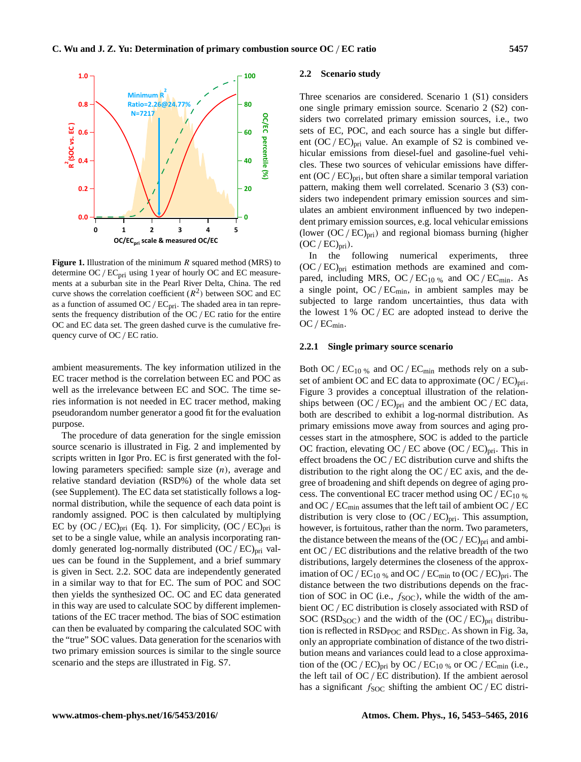**Figure 1.** Illustration of the minimum $R$ squared method (MRS) to determine $OC / EC_{pri}$ using 1 year of hourly OC and EC measurements at a suburban site in the Pearl River Delta, China. The red curve shows the correlation coefficient ($R^2$) between SOC and EC as a function of assumed $OC / EC_{pri}$. The shaded area in tan represents the frequency distribution of the OC / EC ratio for the entire OC and EC data set. The green dashed curve is the cumulative frequency curve of OC / EC ratio.

ambient measurements. The key information utilized in the EC tracer method is the correlation between EC and POC as well as the irrelevance between EC and SOC. The time series information is not needed in EC tracer method, making pseudorandom number generator a good fit for the evaluation purpose.

The procedure of data generation for the single emission source scenario is illustrated in Fig. 2 and implemented by scripts written in Igor Pro. EC is first generated with the following parameters specified: sample size ($n$), average and relative standard deviation (RSD%) of the whole data set (see Supplement). The EC data set statistically follows a log-normal distribution, while the sequence of each data point is randomly assigned. POC is then calculated by multiplying EC by $(OC / EC)_{pri}$ (Eq. 1). For simplicity, $(OC / EC)_{pri}$ is set to be a single value, while an analysis incorporating randomly generated log-normally distributed $(OC / EC)_{pri}$ values can be found in the Supplement, and a brief summary is given in Sect. 2.2. SOC data are independently generated in a similar way to that for EC. The sum of POC and SOC then yields the synthesized OC. OC and EC data generated in this way are used to calculate SOC by different implementations of the EC tracer method. The bias of SOC estimation can then be evaluated by comparing the calculated SOC with the "true" SOC values. Data generation for the scenarios with two primary emission sources is similar to the single source scenario and the steps are illustrated in Fig. S7.

## 2.2 Scenario study

Three scenarios are considered. Scenario 1 (S1) considers one single primary emission source. Scenario 2 (S2) considers two correlated primary emission sources, i.e., two sets of EC, POC, and each source has a single but different $(OC / EC)_{pri}$ value. An example of S2 is combined vehicular emissions from diesel-fuel and gasoline-fuel vehicles. These two sources of vehicular emissions have different $(OC / EC)_{pri}$, but often share a similar temporal variation pattern, making them well correlated. Scenario 3 (S3) considers two independent primary emission sources and simulates an ambient environment influenced by two independent primary emission sources, e.g. local vehicular emissions (lower $(OC / EC)_{pri}$) and regional biomass burning (higher $(OC / EC)_{pri}$).

In the following numerical experiments, three $(OC / EC)_{pri}$ estimation methods are examined and compared, including MRS, $OC / EC_{10\,\%}$ and $OC / EC_{min}$. As a single point, $OC / EC_{min}$, in ambient samples may be subjected to large random uncertainties, thus data with the lowest 1 % OC / EC are adopted instead to derive the $OC / EC_{min}$.

### 2.2.1 Single primary source scenario

Both $OC / EC_{10\,\%}$ and $OC / EC_{min}$ methods rely on a subset of ambient OC and EC data to approximate $(OC / EC)_{pri}$. Figure 3 provides a conceptual illustration of the relationships between $(OC / EC)_{pri}$ and the ambient OC / EC data, both are described to exhibit a log-normal distribution. As primary emissions move away from sources and aging processes start in the atmosphere, SOC is added to the particle OC fraction, elevating OC / EC above $(OC / EC)_{pri}$. This in effect broadens the OC / EC distribution curve and shifts the distribution to the right along the OC / EC axis, and the degree of broadening and shift depends on degree of aging process. The conventional EC tracer method using $OC / EC_{10\,\%}$ and $OC / EC_{min}$ assumes that the left tail of ambient OC / EC distribution is very close to $(OC / EC)_{pri}$. This assumption, however, is fortuitous, rather than the norm. Two parameters, the distance between the means of the $(OC / EC)_{pri}$ and ambient OC / EC distributions and the relative breadth of the two distributions, largely determines the closeness of the approximation of $OC / EC_{10\,\%}$ and $OC / EC_{min}$ to $(OC / EC)_{pri}$. The distance between the two distributions depends on the fraction of SOC in OC (i.e., $f_{SOC}$), while the width of the ambient OC / EC distribution is closely associated with RSD of SOC ($RSD_{SOC}$) and the width of the $(OC / EC)_{pri}$ distribution is reflected in $RSD_{POC}$ and $RSD_{EC}$. As shown in Fig. 3a, only an appropriate combination of distance of the two distribution means and variances could lead to a close approximation of the $(OC / EC)_{pri}$ by $OC / EC_{10\,\%}$ or $OC / EC_{min}$ (i.e., the left tail of OC / EC distribution). If the ambient aerosol has a significant $f_{SOC}$ shifting the ambient OC / EC distri-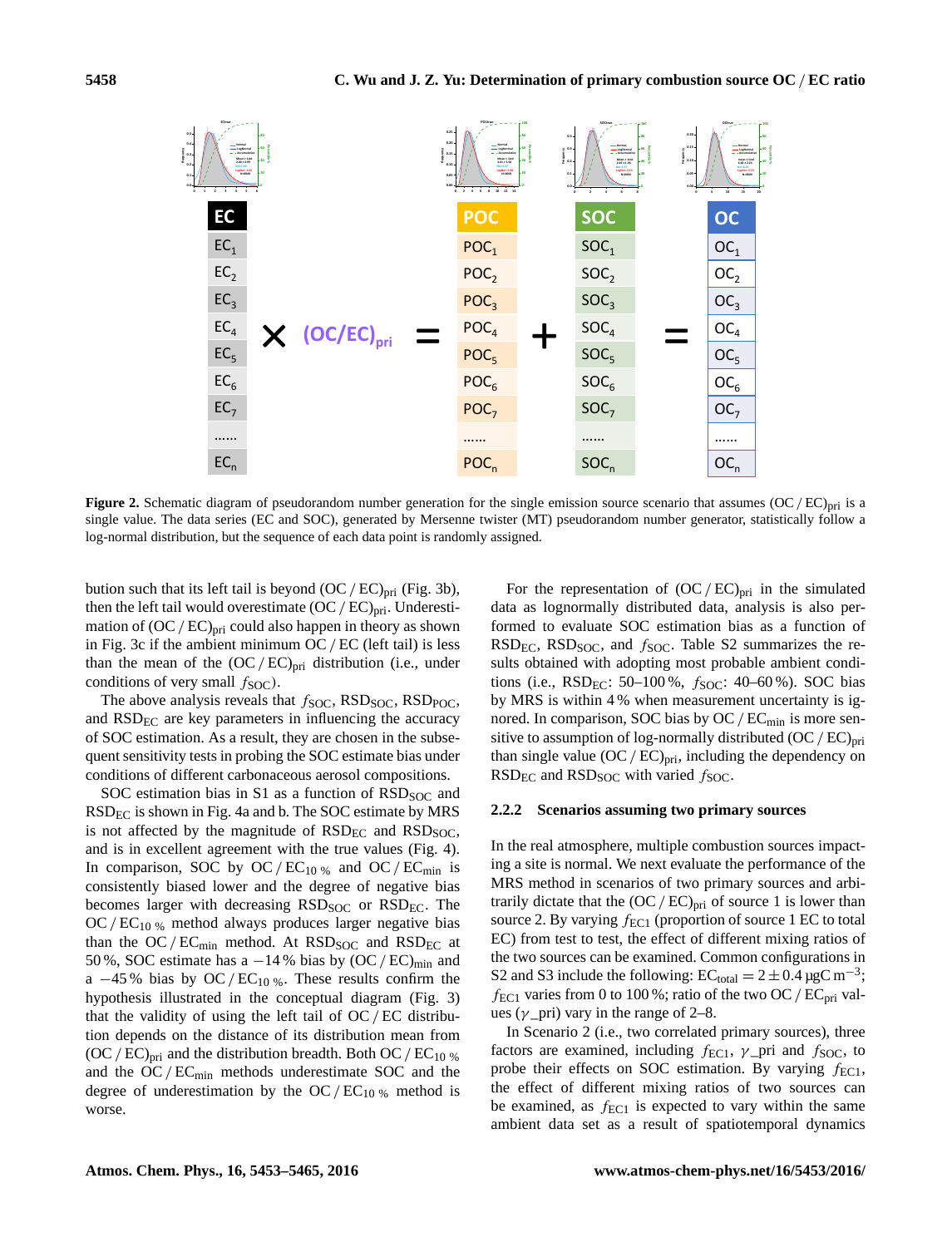**Figure 2.** Schematic diagram of pseudorandom number generation for the single emission source scenario that assumes $(OC/EC)_{pri}$ is a single value. The data series (EC and SOC), generated by Mersenne twister (MT) pseudorandom number generator, statistically follow a log-normal distribution, but the sequence of each data point is randomly assigned.

bution such that its left tail is beyond $(OC/EC)_{pri}$ (Fig. 3b), then the left tail would overestimate $(OC/EC)_{pri}$. Underestimation of $(OC/EC)_{pri}$ could also happen in theory as shown in Fig. 3c if the ambient minimum OC / EC (left tail) is less than the mean of the $(OC/EC)_{pri}$ distribution (i.e., under conditions of very small $f_{SOC}$).

The above analysis reveals that $f_{SOC}$, $RSD_{SOC}$, $RSD_{POC}$, and $RSD_{EC}$ are key parameters in influencing the accuracy of SOC estimation. As a result, they are chosen in the subsequent sensitivity tests in probing the SOC estimate bias under conditions of different carbonaceous aerosol compositions.

SOC estimation bias in S1 as a function of $RSD_{SOC}$ and $RSD_{EC}$ is shown in Fig. 4a and b. The SOC estimate by MRS is not affected by the magnitude of $RSD_{EC}$ and $RSD_{SOC}$, and is in excellent agreement with the true values (Fig. 4). In comparison, SOC by $OC/EC_{10\,\%}$ and $OC/EC_{min}$ is consistently biased lower and the degree of negative bias becomes larger with decreasing $RSD_{SOC}$ or $RSD_{EC}$. The $OC/EC_{10\,\%}$ method always produces larger negative bias than the $OC/EC_{min}$ method. At $RSD_{SOC}$ and $RSD_{EC}$ at 50 %, SOC estimate has a −14 % bias by $(OC/EC)_{min}$ and a −45 % bias by $OC/EC_{10\,\%}$. These results confirm the hypothesis illustrated in the conceptual diagram (Fig. 3) that the validity of using the left tail of OC / EC distribution depends on the distance of its distribution mean from $(OC/EC)_{pri}$ and the distribution breadth. Both $OC/EC_{10\,\%}$ and the $OC/EC_{min}$ methods underestimate SOC and the degree of underestimation by the $OC/EC_{10\,\%}$ method is worse.

For the representation of $(OC/EC)_{pri}$ in the simulated data as lognormally distributed data, analysis is also performed to evaluate SOC estimation bias as a function of $RSD_{EC}$, $RSD_{SOC}$, and $f_{SOC}$. Table S2 summarizes the results obtained with adopting most probable ambient conditions (i.e., $RSD_{EC}$: 50–100 %, $f_{SOC}$: 40–60 %). SOC bias by MRS is within 4 % when measurement uncertainty is ignored. In comparison, SOC bias by $OC/EC_{min}$ is more sensitive to assumption of log-normally distributed $(OC/EC)_{pri}$ than single value $(OC/EC)_{pri}$, including the dependency on $RSD_{EC}$ and $RSD_{SOC}$ with varied $f_{SOC}$.

### 2.2.2 Scenarios assuming two primary sources

In the real atmosphere, multiple combustion sources impacting a site is normal. We next evaluate the performance of the MRS method in scenarios of two primary sources and arbitrarily dictate that the $(OC/EC)_{pri}$ of source 1 is lower than source 2. By varying $f_{EC1}$ (proportion of source 1 EC to total EC) from test to test, the effect of different mixing ratios of the two sources can be examined. Common configurations in S2 and S3 include the following: $EC_{total} = 2 \pm 0.4\,\mu gC\,m^{-3}$; $f_{EC1}$ varies from 0 to 100 %; ratio of the two $OC/EC_{pri}$ values ($\gamma$_pri) vary in the range of 2–8.

In Scenario 2 (i.e., two correlated primary sources), three factors are examined, including $f_{EC1}$, $\gamma$_pri and $f_{SOC}$, to probe their effects on SOC estimation. By varying $f_{EC1}$, the effect of different mixing ratios of two sources can be examined, as $f_{EC1}$ is expected to vary within the same ambient data set as a result of spatiotemporal dynamics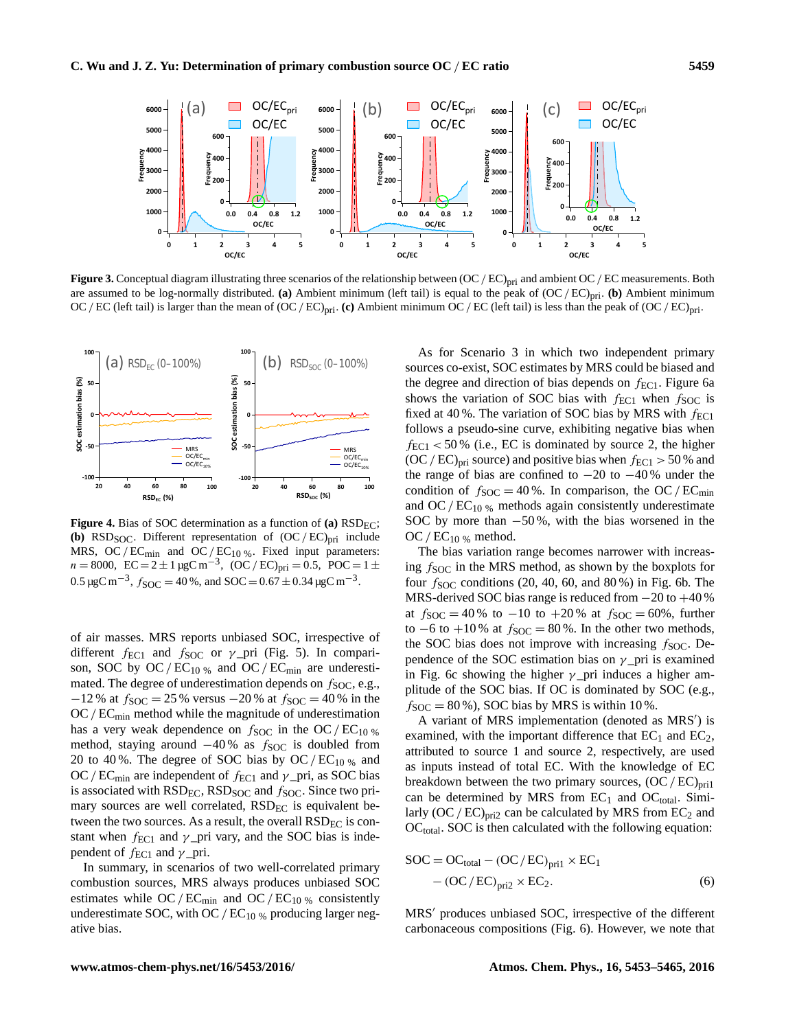**Figure 3.** Conceptual diagram illustrating three scenarios of the relationship between $(OC/EC)_{pri}$ and ambient OC / EC measurements. Both are assumed to be log-normally distributed. **(a)** Ambient minimum (left tail) is equal to the peak of $(OC/EC)_{pri}$. **(b)** Ambient minimum OC / EC (left tail) is larger than the mean of $(OC/EC)_{pri}$. **(c)** Ambient minimum OC / EC (left tail) is less than the peak of $(OC/EC)_{pri}$.

**Figure 4.** Bias of SOC determination as a function of **(a)** $RSD_{EC}$; **(b)** $RSD_{SOC}$. Different representation of $(OC/EC)_{pri}$ include MRS, $OC/EC_{min}$ and $OC/EC_{10\,\%}$. Fixed input parameters: $n = 8000$, $EC = 2 \pm 1\,\mu gC\,m^{-3}$, $(OC/EC)_{pri} = 0.5$, $POC = 1 \pm 0.5\,\mu gC\,m^{-3}$, $f_{SOC} = 40\,\%$, and $SOC = 0.67 \pm 0.34\,\mu gC\,m^{-3}$.

of air masses. MRS reports unbiased SOC, irrespective of different $f_{EC1}$ and $f_{SOC}$ or $\gamma$_pri (Fig. 5). In comparison, SOC by $OC/EC_{10\,\%}$ and $OC/EC_{min}$ are underestimated. The degree of underestimation depends on $f_{SOC}$, e.g., $-12\,\%$ at $f_{SOC} = 25\,\%$ versus $-20\,\%$ at $f_{SOC} = 40\,\%$ in the $OC/EC_{min}$ method while the magnitude of underestimation has a very weak dependence on $f_{SOC}$ in the $OC/EC_{10\,\%}$ method, staying around $-40\,\%$ as $f_{SOC}$ is doubled from 20 to 40 %. The degree of SOC bias by $OC/EC_{10\,\%}$ and $OC/EC_{min}$ are independent of $f_{EC1}$ and $\gamma$_pri, as SOC bias is associated with $RSD_{EC}$, $RSD_{SOC}$ and $f_{SOC}$. Since two primary sources are well correlated, $RSD_{EC}$ is equivalent between the two sources. As a result, the overall $RSD_{EC}$ is constant when $f_{EC1}$ and $\gamma$_pri vary, and the SOC bias is independent of $f_{EC1}$ and $\gamma$_pri.

In summary, in scenarios of two well-correlated primary combustion sources, MRS always produces unbiased SOC estimates while $OC/EC_{min}$ and $OC/EC_{10\,\%}$ consistently underestimate SOC, with $OC/EC_{10\,\%}$ producing larger negative bias.

As for Scenario 3 in which two independent primary sources co-exist, SOC estimates by MRS could be biased and the degree and direction of bias depends on $f_{EC1}$. Figure 6a shows the variation of SOC bias with $f_{EC1}$ when $f_{SOC}$ is fixed at 40 %. The variation of SOC bias by MRS with $f_{EC1}$ follows a pseudo-sine curve, exhibiting negative bias when $f_{EC1} < 50\,\%$ (i.e., EC is dominated by source 2, the higher $(OC/EC)_{pri}$ source) and positive bias when $f_{EC1} > 50\,\%$ and the range of bias are confined to $-20$ to $-40\,\%$ under the condition of $f_{SOC} = 40\,\%$. In comparison, the $OC/EC_{min}$ and $OC/EC_{10\,\%}$ methods again consistently underestimate SOC by more than $-50\,\%$, with the bias worsened in the $OC/EC_{10\,\%}$ method.

The bias variation range becomes narrower with increasing $f_{SOC}$ in the MRS method, as shown by the boxplots for four $f_{SOC}$ conditions (20, 40, 60, and 80 %) in Fig. 6b. The MRS-derived SOC bias range is reduced from $-20$ to $+40\,\%$ at $f_{SOC} = 40\,\%$ to $-10$ to $+20\,\%$ at $f_{SOC} = 60\%$, further to $-6$ to $+10\,\%$ at $f_{SOC} = 80\,\%$. In the other two methods, the SOC bias does not improve with increasing $f_{SOC}$. Dependence of the SOC estimation bias on $\gamma$_pri is examined in Fig. 6c showing the higher $\gamma$_pri induces a higher amplitude of the SOC bias. If OC is dominated by SOC (e.g., $f_{SOC} = 80\,\%$), SOC bias by MRS is within 10 %.

A variant of MRS implementation (denoted as MRS′) is examined, with the important difference that $EC_1$ and $EC_2$, attributed to source 1 and source 2, respectively, are used as inputs instead of total EC. With the knowledge of EC breakdown between the two primary sources, $(OC/EC)_{pri1}$ can be determined by MRS from $EC_1$ and $OC_{total}$. Similarly $(OC/EC)_{pri2}$ can be calculated by MRS from $EC_2$ and $OC_{total}$. SOC is then calculated with the following equation:

$$SOC = OC_{total} - (OC/EC)_{pri1} \times EC_1 - (OC/EC)_{pri2} \times EC_2. \qquad (6)$$

MRS′ produces unbiased SOC, irrespective of the different carbonaceous compositions (Fig. 6). However, we note that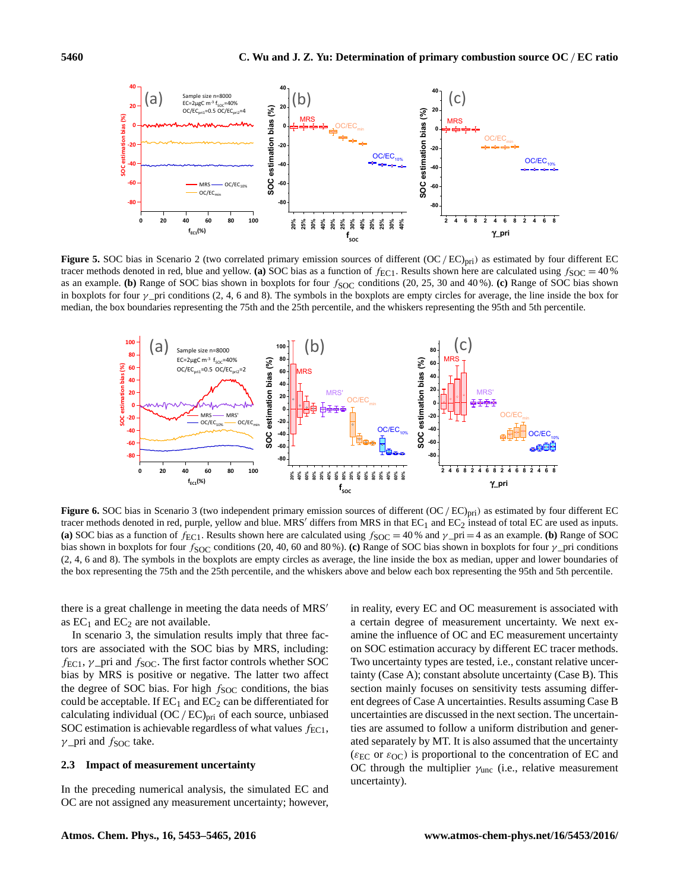**Figure 5.** SOC bias in Scenario 2 (two correlated primary emission sources of different $(OC/EC)_{pri}$) as estimated by four different EC tracer methods denoted in red, blue and yellow. **(a)** SOC bias as a function of $f_{EC1}$. Results shown here are calculated using $f_{SOC} = 40\,\%$ as an example. **(b)** Range of SOC bias shown in boxplots for four $f_{SOC}$ conditions (20, 25, 30 and 40 %). **(c)** Range of SOC bias shown in boxplots for four $\gamma$_pri conditions (2, 4, 6 and 8). The symbols in the boxplots are empty circles for average, the line inside the box for median, the box boundaries representing the 75th and the 25th percentile, and the whiskers representing the 95th and 5th percentile.

**Figure 6.** SOC bias in Scenario 3 (two independent primary emission sources of different $(OC/EC)_{pri}$) as estimated by four different EC tracer methods denoted in red, purple, yellow and blue. MRS′ differs from MRS in that $EC_1$ and $EC_2$ instead of total EC are used as inputs. **(a)** SOC bias as a function of $f_{EC1}$. Results shown here are calculated using $f_{SOC} = 40\,\%$ and $\gamma$_pri $= 4$ as an example. **(b)** Range of SOC bias shown in boxplots for four $f_{SOC}$ conditions (20, 40, 60 and 80 %). **(c)** Range of SOC bias shown in boxplots for four $\gamma$_pri conditions (2, 4, 6 and 8). The symbols in the boxplots are empty circles as average, the line inside the box as median, upper and lower boundaries of the box representing the 75th and the 25th percentile, and the whiskers above and below each box representing the 95th and 5th percentile.

there is a great challenge in meeting the data needs of MRS′ as $EC_1$ and $EC_2$ are not available.

In scenario 3, the simulation results imply that three factors are associated with the SOC bias by MRS, including: $f_{EC1}$, $\gamma$_pri and $f_{SOC}$. The first factor controls whether SOC bias by MRS is positive or negative. The latter two affect the degree of SOC bias. For high $f_{SOC}$ conditions, the bias could be acceptable. If $EC_1$ and $EC_2$ can be differentiated for calculating individual $(OC/EC)_{pri}$ of each source, unbiased SOC estimation is achievable regardless of what values $f_{EC1}$, $\gamma$_pri and $f_{SOC}$ take.

### 2.3 Impact of measurement uncertainty

In the preceding numerical analysis, the simulated EC and OC are not assigned any measurement uncertainty; however, in reality, every EC and OC measurement is associated with a certain degree of measurement uncertainty. We next examine the influence of OC and EC measurement uncertainty on SOC estimation accuracy by different EC tracer methods. Two uncertainty types are tested, i.e., constant relative uncertainty (Case A); constant absolute uncertainty (Case B). This section mainly focuses on sensitivity tests assuming different degrees of Case A uncertainties. Results assuming Case B uncertainties are discussed in the next section. The uncertainties are assumed to follow a uniform distribution and generated separately by MT. It is also assumed that the uncertainty ($\varepsilon_{EC}$ or $\varepsilon_{OC}$) is proportional to the concentration of EC and OC through the multiplier $\gamma_{unc}$ (i.e., relative measurement uncertainty).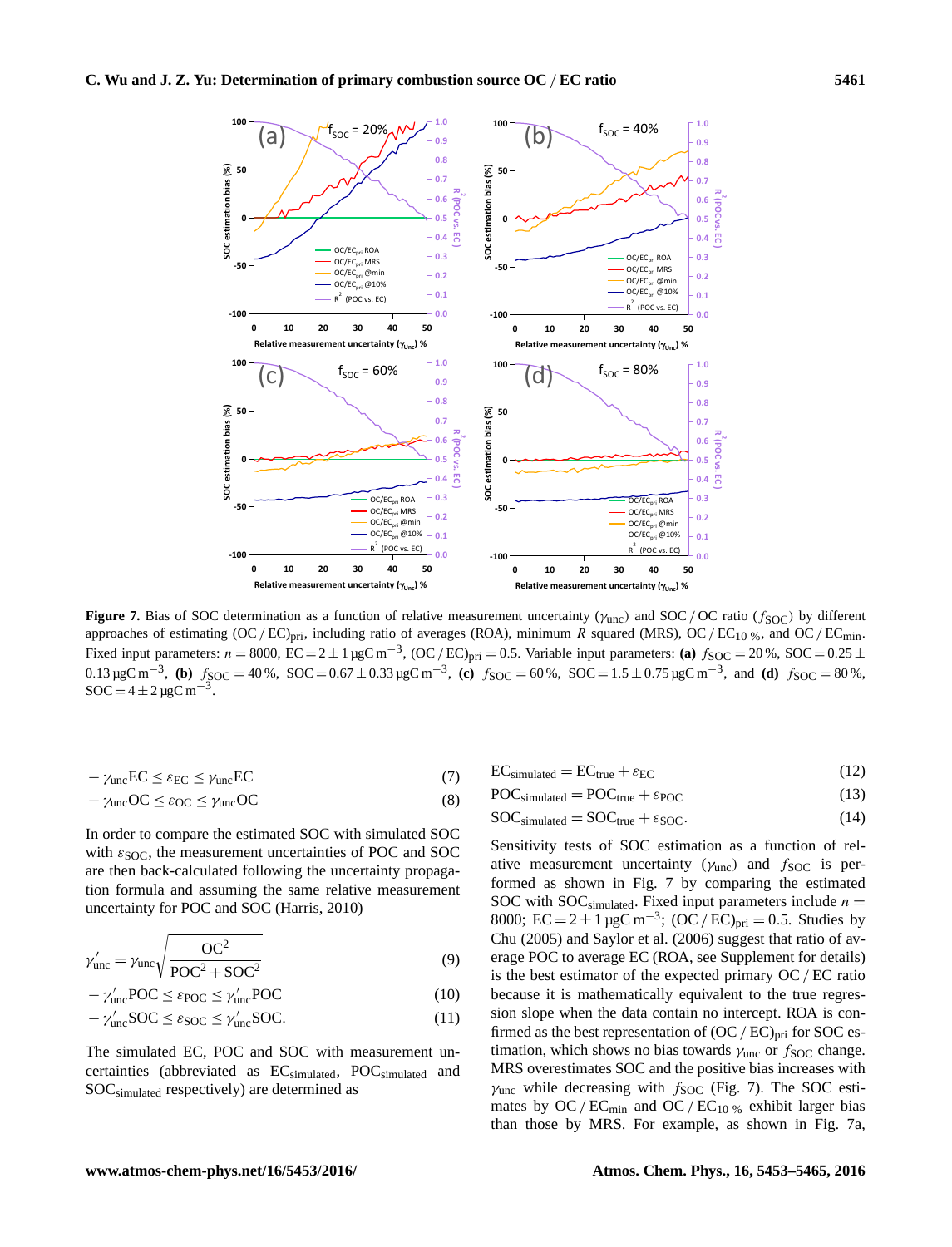**Figure 7.** Bias of SOC determination as a function of relative measurement uncertainty ($\gamma_{\mathrm{unc}}$) and SOC / OC ratio ($f_{\mathrm{SOC}}$) by different approaches of estimating $(\mathrm{OC}/\mathrm{EC})_{\mathrm{pri}}$, including ratio of averages (ROA), minimum $R$ squared (MRS), OC / EC$_{10\,\%}$, and OC / EC$_{\mathrm{min}}$. Fixed input parameters: $n = 8000$, $\mathrm{EC} = 2 \pm 1\,\mu\mathrm{gC\,m^{-3}}$, $(\mathrm{OC}/\mathrm{EC})_{\mathrm{pri}} = 0.5$. Variable input parameters: **(a)** $f_{\mathrm{SOC}} = 20\,\%$, $\mathrm{SOC} = 0.25 \pm 0.13\,\mu\mathrm{gC\,m^{-3}}$, **(b)** $f_{\mathrm{SOC}} = 40\,\%$, $\mathrm{SOC} = 0.67 \pm 0.33\,\mu\mathrm{gC\,m^{-3}}$, **(c)** $f_{\mathrm{SOC}} = 60\,\%$, $\mathrm{SOC} = 1.5 \pm 0.75\,\mu\mathrm{gC\,m^{-3}}$, and **(d)** $f_{\mathrm{SOC}} = 80\,\%$, $\mathrm{SOC} = 4 \pm 2\,\mu\mathrm{gC\,m^{-3}}$.

$$-\gamma_{\mathrm{unc}}\mathrm{EC} \le \varepsilon_{\mathrm{EC}} \le \gamma_{\mathrm{unc}}\mathrm{EC} \tag{7}$$

$$-\gamma_{\mathrm{unc}}\mathrm{OC} \le \varepsilon_{\mathrm{OC}} \le \gamma_{\mathrm{unc}}\mathrm{OC} \tag{8}$$

In order to compare the estimated SOC with simulated SOC with $\varepsilon_{\mathrm{SOC}}$, the measurement uncertainties of POC and SOC are then back-calculated following the uncertainty propagation formula and assuming the same relative measurement uncertainty for POC and SOC (Harris, 2010)

$$\gamma'_{\mathrm{unc}} = \gamma_{\mathrm{unc}}\sqrt{\frac{\mathrm{OC}^2}{\mathrm{POC}^2 + \mathrm{SOC}^2}} \tag{9}$$

$$-\gamma'_{\mathrm{unc}}\mathrm{POC} \le \varepsilon_{\mathrm{POC}} \le \gamma'_{\mathrm{unc}}\mathrm{POC} \tag{10}$$

$$-\gamma'_{\mathrm{unc}}\mathrm{SOC} \le \varepsilon_{\mathrm{SOC}} \le \gamma'_{\mathrm{unc}}\mathrm{SOC}. \tag{11}$$

The simulated EC, POC and SOC with measurement uncertainties (abbreviated as EC$_{\mathrm{simulated}}$, POC$_{\mathrm{simulated}}$ and SOC$_{\mathrm{simulated}}$ respectively) are determined as

$$\mathrm{EC}_{\mathrm{simulated}} = \mathrm{EC}_{\mathrm{true}} + \varepsilon_{\mathrm{EC}} \tag{12}$$

$$\mathrm{POC}_{\mathrm{simulated}} = \mathrm{POC}_{\mathrm{true}} + \varepsilon_{\mathrm{POC}} \tag{13}$$

$$\mathrm{SOC}_{\mathrm{simulated}} = \mathrm{SOC}_{\mathrm{true}} + \varepsilon_{\mathrm{SOC}}. \tag{14}$$

Sensitivity tests of SOC estimation as a function of relative measurement uncertainty ($\gamma_{\mathrm{unc}}$) and $f_{\mathrm{SOC}}$ is performed as shown in Fig. 7 by comparing the estimated SOC with SOC$_{\mathrm{simulated}}$. Fixed input parameters include $n = 8000$; $\mathrm{EC} = 2 \pm 1\,\mu\mathrm{gC\,m^{-3}}$; $(\mathrm{OC}/\mathrm{EC})_{\mathrm{pri}} = 0.5$. Studies by Chu (2005) and Saylor et al. (2006) suggest that ratio of average POC to average EC (ROA, see Supplement for details) is the best estimator of the expected primary OC / EC ratio because it is mathematically equivalent to the true regression slope when the data contain no intercept. ROA is confirmed as the best representation of $(\mathrm{OC}/\mathrm{EC})_{\mathrm{pri}}$ for SOC estimation, which shows no bias towards $\gamma_{\mathrm{unc}}$ or $f_{\mathrm{SOC}}$ change. MRS overestimates SOC and the positive bias increases with $\gamma_{\mathrm{unc}}$ while decreasing with $f_{\mathrm{SOC}}$ (Fig. 7). The SOC estimates by OC / EC$_{\mathrm{min}}$ and OC / EC$_{10\,\%}$ exhibit larger bias than those by MRS. For example, as shown in Fig. 7a,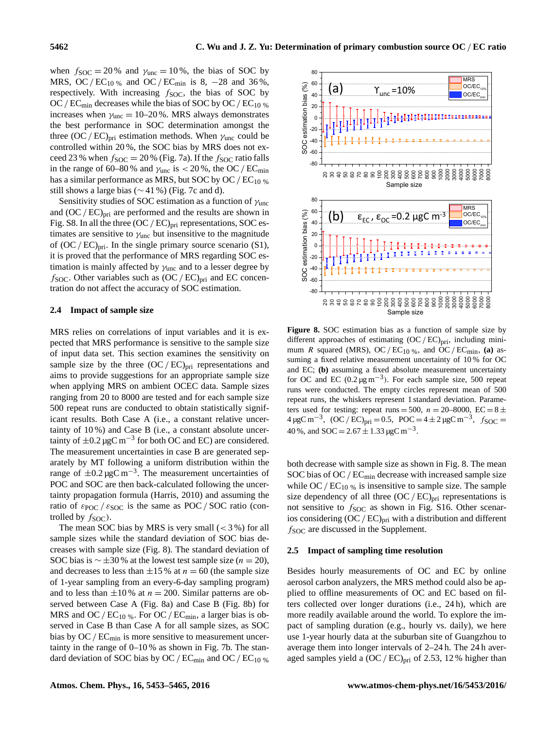when $f_{SOC} = 20\,\%$ and $\gamma_{unc} = 10\,\%$, the bias of SOC by MRS, $OC/EC_{10\,\%}$ and $OC/EC_{min}$ is 8, −28 and 36 %, respectively. With increasing $f_{SOC}$, the bias of SOC by $OC/EC_{min}$ decreases while the bias of SOC by $OC/EC_{10\,\%}$ increases when $\gamma_{unc} = 10$–20 %. MRS always demonstrates the best performance in SOC determination amongst the three $(OC/EC)_{pri}$ estimation methods. When $\gamma_{unc}$ could be controlled within 20 %, the SOC bias by MRS does not exceed 23 % when $f_{SOC} = 20\,\%$ (Fig. 7a). If the $f_{SOC}$ ratio falls in the range of 60–80 % and $\gamma_{unc}$ is $< 20\,\%$, the $OC/EC_{min}$ has a similar performance as MRS, but SOC by $OC/EC_{10\,\%}$ still shows a large bias (∼ 41 %) (Fig. 7c and d).

Sensitivity studies of SOC estimation as a function of $\gamma_{unc}$ and $(OC/EC)_{pri}$ are performed and the results are shown in Fig. S8. In all the three $(OC/EC)_{pri}$ representations, SOC estimates are sensitive to $\gamma_{unc}$ but insensitive to the magnitude of $(OC/EC)_{pri}$. In the single primary source scenario (S1), it is proved that the performance of MRS regarding SOC estimation is mainly affected by $\gamma_{unc}$ and to a lesser degree by $f_{SOC}$. Other variables such as $(OC/EC)_{pri}$ and EC concentration do not affect the accuracy of SOC estimation.

### 2.4 Impact of sample size

MRS relies on correlations of input variables and it is expected that MRS performance is sensitive to the sample size of input data set. This section examines the sensitivity on sample size by the three $(OC/EC)_{pri}$ representations and aims to provide suggestions for an appropriate sample size when applying MRS on ambient OCEC data. Sample sizes ranging from 20 to 8000 are tested and for each sample size 500 repeat runs are conducted to obtain statistically significant results. Both Case A (i.e., a constant relative uncertainty of 10 %) and Case B (i.e., a constant absolute uncertainty of $\pm 0.2\,\mu gC\,m^{-3}$ for both OC and EC) are considered. The measurement uncertainties in case B are generated separately by MT following a uniform distribution within the range of $\pm 0.2\,\mu gC\,m^{-3}$. The measurement uncertainties of POC and SOC are then back-calculated following the uncertainty propagation formula (Harris, 2010) and assuming the ratio of $\varepsilon_{POC}/\varepsilon_{SOC}$ is the same as POC / SOC ratio (controlled by $f_{SOC}$).

The mean SOC bias by MRS is very small ($< 3\,\%$) for all sample sizes while the standard deviation of SOC bias decreases with sample size (Fig. 8). The standard deviation of SOC bias is $\sim \pm 30\,\%$ at the lowest test sample size ($n = 20$), and decreases to less than $\pm 15\,\%$ at $n = 60$ (the sample size of 1-year sampling from an every-6-day sampling program) and to less than $\pm 10\,\%$ at $n = 200$. Similar patterns are observed between Case A (Fig. 8a) and Case B (Fig. 8b) for MRS and $OC/EC_{10\,\%}$. For $OC/EC_{min}$, a larger bias is observed in Case B than Case A for all sample sizes, as SOC bias by $OC/EC_{min}$ is more sensitive to measurement uncertainty in the range of 0–10 % as shown in Fig. 7b. The standard deviation of SOC bias by $OC/EC_{min}$ and $OC/EC_{10\,\%}$ both decrease with sample size as shown in Fig. 8. The mean SOC bias of $OC/EC_{min}$ decrease with increased sample size while $OC/EC_{10\,\%}$ is insensitive to sample size. The sample size dependency of all three $(OC/EC)_{pri}$ representations is not sensitive to $f_{SOC}$ as shown in Fig. S16. Other scenarios considering $(OC/EC)_{pri}$ with a distribution and different $f_{SOC}$ are discussed in the Supplement.

**Figure 8.** SOC estimation bias as a function of sample size by different approaches of estimating $(OC/EC)_{pri}$, including minimum $R$ squared (MRS), $OC/EC_{10\,\%}$, and $OC/EC_{min}$, **(a)** assuming a fixed relative measurement uncertainty of 10 % for OC and EC; **(b)** assuming a fixed absolute measurement uncertainty for OC and EC ($0.2\,\mu g\,m^{-3}$). For each sample size, 500 repeat runs were conducted. The empty circles represent mean of 500 repeat runs, the whiskers represent 1 standard deviation. Parameters used for testing: repeat runs = 500, $n = 20$–8000, $EC = 8 \pm 4\,\mu gC\,m^{-3}$, $(OC/EC)_{pri} = 0.5$, $POC = 4 \pm 2\,\mu gC\,m^{-3}$, $f_{SOC} = 40\,\%$, and $SOC = 2.67 \pm 1.33\,\mu gC\,m^{-3}$.

### 2.5 Impact of sampling time resolution

Besides hourly measurements of OC and EC by online aerosol carbon analyzers, the MRS method could also be applied to offline measurements of OC and EC based on filters collected over longer durations (i.e., 24 h), which are more readily available around the world. To explore the impact of sampling duration (e.g., hourly vs. daily), we here use 1-year hourly data at the suburban site of Guangzhou to average them into longer intervals of 2–24 h. The 24 h averaged samples yield a $(OC/EC)_{pri}$ of 2.53, 12 % higher than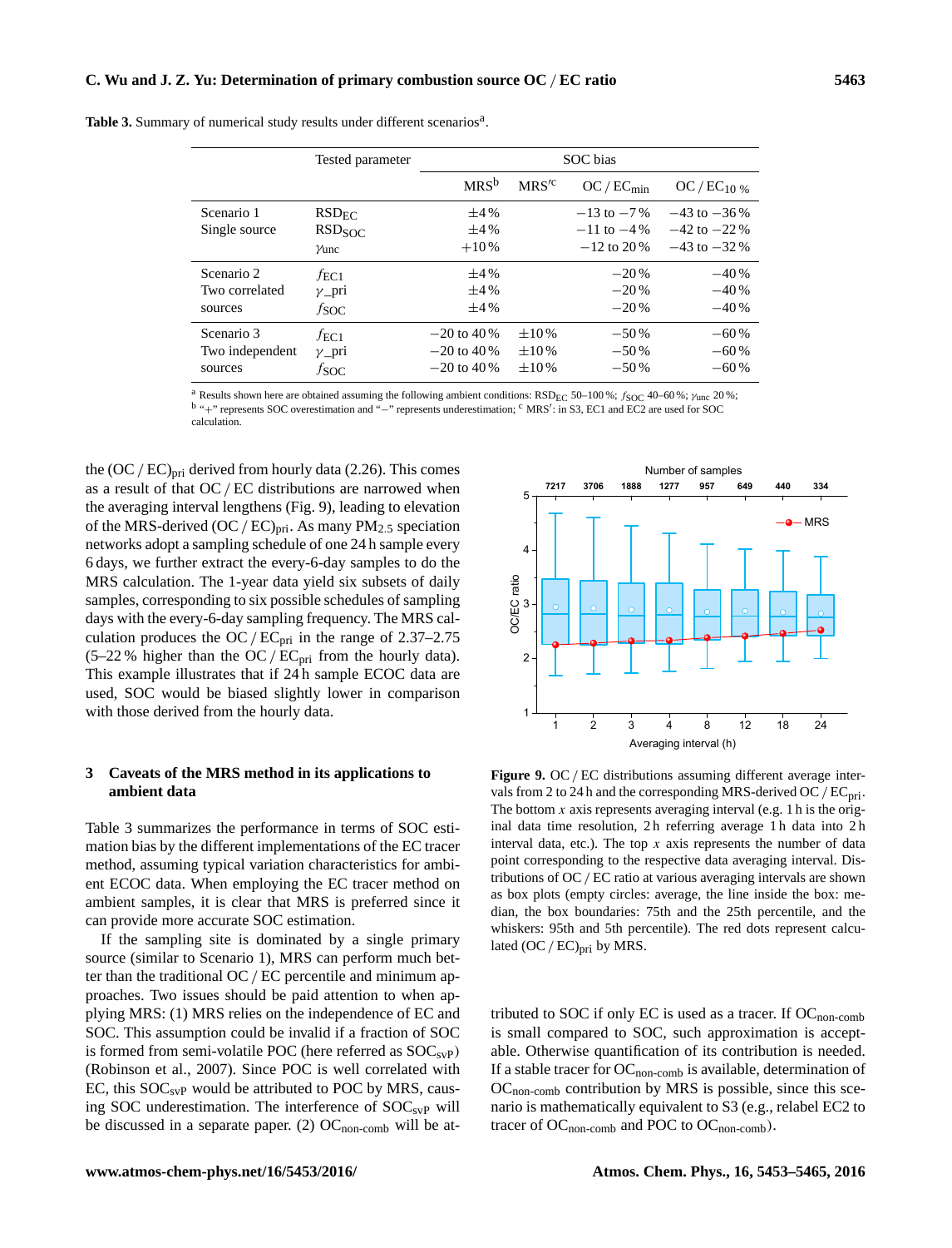**Table 3.** Summary of numerical study results under different scenarios[a].

| | Tested parameter | SOC bias | | | |
|---|---|---|---|---|---|
| | | MRS[b] | MRS′[c] | OC / $EC_{min}$ | OC / $EC_{10\,\%}$ |
| Scenario 1 Single source | $RSD_{EC}$ | ±4 % | | −13 to −7 % | −43 to −36 % |
| | $RSD_{SOC}$ | ±4 % | | −11 to −4 % | −42 to −22 % |
| | $\gamma_{unc}$ | +10 % | | −12 to 20 % | −43 to −32 % |
| Scenario 2 Two correlated sources | $f_{EC1}$ | ±4 % | | −20 % | −40 % |
| | $\gamma$_pri | ±4 % | | −20 % | −40 % |
| | $f_{SOC}$ | ±4 % | | −20 % | −40 % |
| Scenario 3 Two independent sources | $f_{EC1}$ | −20 to 40 % | ±10 % | −50 % | −60 % |
| | $\gamma$_pri | −20 to 40 % | ±10 % | −50 % | −60 % |
| | $f_{SOC}$ | −20 to 40 % | ±10 % | −50 % | −60 % |

[a] Results shown here are obtained assuming the following ambient conditions: $RSD_{EC}$ 50–100 %; $f_{SOC}$ 40–60 %; $\gamma_{unc}$ 20 %; [b] "+" represents SOC overestimation and "−" represents underestimation; [c] MRS′: in S3, EC1 and EC2 are used for SOC calculation.

the $(OC / EC)_{pri}$ derived from hourly data (2.26). This comes as a result of that OC / EC distributions are narrowed when the averaging interval lengthens (Fig. 9), leading to elevation of the MRS-derived $(OC / EC)_{pri}$. As many $PM_{2.5}$ speciation networks adopt a sampling schedule of one 24 h sample every 6 days, we further extract the every-6-day samples to do the MRS calculation. The 1-year data yield six subsets of daily samples, corresponding to six possible schedules of sampling days with the every-6-day sampling frequency. The MRS calculation produces the $OC / EC_{pri}$ in the range of 2.37–2.75 (5–22 % higher than the $OC / EC_{pri}$ from the hourly data). This example illustrates that if 24 h sample ECOC data are used, SOC would be biased slightly lower in comparison with those derived from the hourly data.

**Figure 9.** OC / EC distributions assuming different average intervals from 2 to 24 h and the corresponding MRS-derived $OC / EC_{pri}$. The bottom $x$ axis represents averaging interval (e.g. 1 h is the original data time resolution, 2 h referring average 1 h data into 2 h interval data, etc.). The top $x$ axis represents the number of data point corresponding to the respective data averaging interval. Distributions of OC / EC ratio at various averaging intervals are shown as box plots (empty circles: average, the line inside the box: median, the box boundaries: 75th and the 25th percentile, and the whiskers: 95th and 5th percentile). The red dots represent calculated $(OC / EC)_{pri}$ by MRS.

## 3 Caveats of the MRS method in its applications to ambient data

Table 3 summarizes the performance in terms of SOC estimation bias by the different implementations of the EC tracer method, assuming typical variation characteristics for ambient ECOC data. When employing the EC tracer method on ambient samples, it is clear that MRS is preferred since it can provide more accurate SOC estimation.

If the sampling site is dominated by a single primary source (similar to Scenario 1), MRS can perform much better than the traditional OC / EC percentile and minimum approaches. Two issues should be paid attention to when applying MRS: (1) MRS relies on the independence of EC and SOC. This assumption could be invalid if a fraction of SOC is formed from semi-volatile POC (here referred as $SOC_{svP}$) (Robinson et al., 2007). Since POC is well correlated with EC, this $SOC_{svP}$ would be attributed to POC by MRS, causing SOC underestimation. The interference of $SOC_{svP}$ will be discussed in a separate paper. (2) $OC_{non\text{-}comb}$ will be attributed to SOC if only EC is used as a tracer. If $OC_{non\text{-}comb}$ is small compared to SOC, such approximation is acceptable. Otherwise quantification of its contribution is needed. If a stable tracer for $OC_{non\text{-}comb}$ is available, determination of $OC_{non\text{-}comb}$ contribution by MRS is possible, since this scenario is mathematically equivalent to S3 (e.g., relabel EC2 to tracer of $OC_{non\text{-}comb}$ and POC to $OC_{non\text{-}comb}$).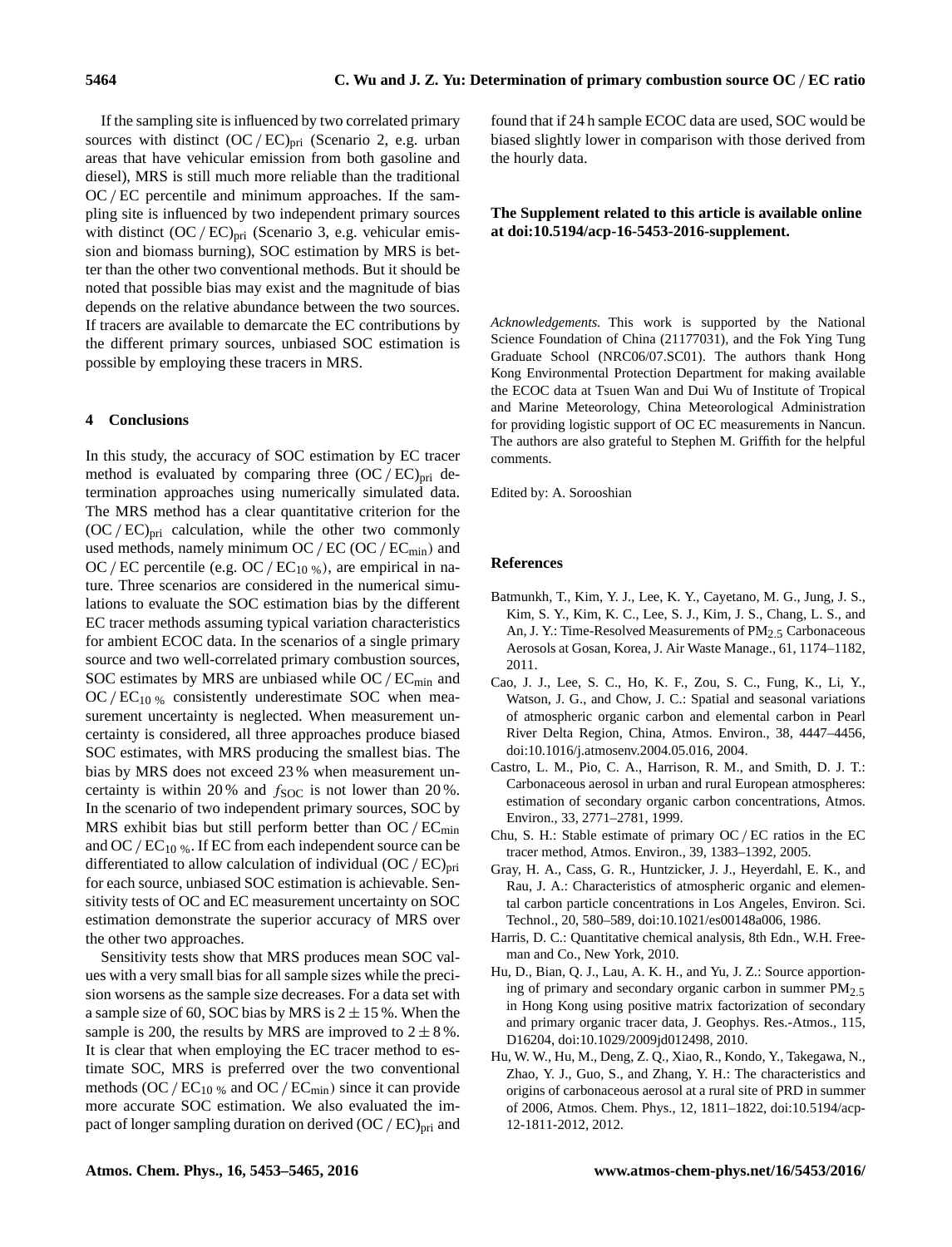If the sampling site is influenced by two correlated primary sources with distinct $(OC/EC)_{pri}$ (Scenario 2, e.g. urban areas that have vehicular emission from both gasoline and diesel), MRS is still much more reliable than the traditional OC / EC percentile and minimum approaches. If the sampling site is influenced by two independent primary sources with distinct $(OC/EC)_{pri}$ (Scenario 3, e.g. vehicular emission and biomass burning), SOC estimation by MRS is better than the other two conventional methods. But it should be noted that possible bias may exist and the magnitude of bias depends on the relative abundance between the two sources. If tracers are available to demarcate the EC contributions by the different primary sources, unbiased SOC estimation is possible by employing these tracers in MRS.

## 4 Conclusions

In this study, the accuracy of SOC estimation by EC tracer method is evaluated by comparing three $(OC/EC)_{pri}$ determination approaches using numerically simulated data. The MRS method has a clear quantitative criterion for the $(OC/EC)_{pri}$ calculation, while the other two commonly used methods, namely minimum OC / EC ($OC/EC_{min}$) and OC / EC percentile (e.g. $OC/EC_{10\,\%}$), are empirical in nature. Three scenarios are considered in the numerical simulations to evaluate the SOC estimation bias by the different EC tracer methods assuming typical variation characteristics for ambient ECOC data. In the scenarios of a single primary source and two well-correlated primary combustion sources, SOC estimates by MRS are unbiased while $OC/EC_{min}$ and $OC/EC_{10\,\%}$ consistently underestimate SOC when measurement uncertainty is neglected. When measurement uncertainty is considered, all three approaches produce biased SOC estimates, with MRS producing the smallest bias. The bias by MRS does not exceed 23 % when measurement uncertainty is within 20 % and $f_{SOC}$ is not lower than 20 %. In the scenario of two independent primary sources, SOC by MRS exhibit bias but still perform better than $OC/EC_{min}$ and $OC/EC_{10\,\%}$. If EC from each independent source can be differentiated to allow calculation of individual $(OC/EC)_{pri}$ for each source, unbiased SOC estimation is achievable. Sensitivity tests of OC and EC measurement uncertainty on SOC estimation demonstrate the superior accuracy of MRS over the other two approaches.

Sensitivity tests show that MRS produces mean SOC values with a very small bias for all sample sizes while the precision worsens as the sample size decreases. For a data set with a sample size of 60, SOC bias by MRS is $2 \pm 15\,\%$. When the sample is 200, the results by MRS are improved to $2 \pm 8\,\%$. It is clear that when employing the EC tracer method to estimate SOC, MRS is preferred over the two conventional methods ($OC/EC_{10\,\%}$ and $OC/EC_{min}$) since it can provide more accurate SOC estimation. We also evaluated the impact of longer sampling duration on derived $(OC/EC)_{pri}$ and found that if 24 h sample ECOC data are used, SOC would be biased slightly lower in comparison with those derived from the hourly data.

**The Supplement related to this article is available online at doi:10.5194/acp-16-5453-2016-supplement.**

*Acknowledgements.* This work is supported by the National Science Foundation of China (21177031), and the Fok Ying Tung Graduate School (NRC06/07.SC01). The authors thank Hong Kong Environmental Protection Department for making available the ECOC data at Tsuen Wan and Dui Wu of Institute of Tropical and Marine Meteorology, China Meteorology Administration for providing logistic support of OC EC measurements in Nancun. The authors are also grateful to Stephen M. Griffith for the helpful comments.

Edited by: A. Sorooshian

## References

Batmunkh, T., Kim, Y. J., Lee, K. Y., Cayetano, M. G., Jung, J. S., Kim, S. Y., Kim, K. C., Lee, S. J., Kim, J. S., Chang, L. S., and An, J. Y.: Time-Resolved Measurements of $PM_{2.5}$ Carbonaceous Aerosols at Gosan, Korea, J. Air Waste Manage., 61, 1174–1182, 2011.

Cao, J. J., Lee, S. C., Ho, K. F., Zou, S. C., Fung, K., Li, Y., Watson, J. G., and Chow, J. C.: Spatial and seasonal variations of atmospheric organic carbon and elemental carbon in Pearl River Delta Region, China, Atmos. Environ., 38, 4447–4456, doi:10.1016/j.atmosenv.2004.05.016, 2004.

Castro, L. M., Pio, C. A., Harrison, R. M., and Smith, D. J. T.: Carbonaceous aerosol in urban and rural European atmospheres: estimation of secondary organic carbon concentrations, Atmos. Environ., 33, 2771–2781, 1999.

Chu, S. H.: Stable estimate of primary OC / EC ratios in the EC tracer method, Atmos. Environ., 39, 1383–1392, 2005.

Gray, H. A., Cass, G. R., Huntzicker, J. J., Heyerdahl, E. K., and Rau, J. A.: Characteristics of atmospheric organic and elemental carbon particle concentrations in Los Angeles, Environ. Sci. Technol., 20, 580–589, doi:10.1021/es00148a006, 1986.

Harris, D. C.: Quantitative chemical analysis, 8th Edn., W.H. Freeman and Co., New York, 2010.

Hu, D., Bian, Q. J., Lau, A. K. H., and Yu, J. Z.: Source apportioning of primary and secondary organic carbon in summer $PM_{2.5}$ in Hong Kong using positive matrix factorization of secondary and primary organic tracer data, J. Geophys. Res.-Atmos., 115, D16204, doi:10.1029/2009jd012498, 2010.

Hu, W. W., Hu, M., Deng, Z. Q., Xiao, R., Kondo, Y., Takegawa, N., Zhao, Y. J., Guo, S., and Zhang, Y. H.: The characteristics and origins of carbonaceous aerosol at a rural site of PRD in summer of 2006, Atmos. Chem. Phys., 12, 1811–1822, doi:10.5194/acp-12-1811-2012, 2012.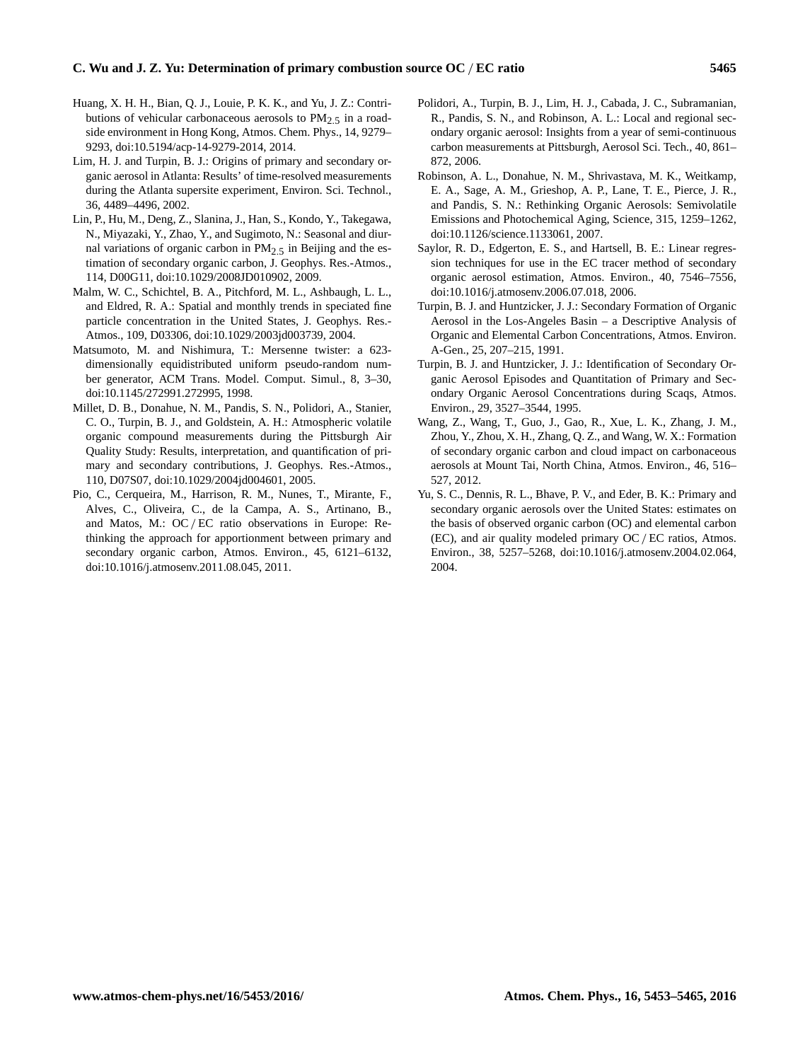Huang, X. H. H., Bian, Q. J., Louie, P. K. K., and Yu, J. Z.: Contributions of vehicular carbonaceous aerosols to $PM_{2.5}$ in a roadside environment in Hong Kong, Atmos. Chem. Phys., 14, 9279–9293, doi:10.5194/acp-14-9279-2014, 2014.

Lim, H. J. and Turpin, B. J.: Origins of primary and secondary organic aerosol in Atlanta: Results' of time-resolved measurements during the Atlanta supersite experiment, Environ. Sci. Technol., 36, 4489–4496, 2002.

Lin, P., Hu, M., Deng, Z., Slanina, J., Han, S., Kondo, Y., Takegawa, N., Miyazaki, Y., Zhao, Y., and Sugimoto, N.: Seasonal and diurnal variations of organic carbon in $PM_{2.5}$ in Beijing and the estimation of secondary organic carbon, J. Geophys. Res.-Atmos., 114, D00G11, doi:10.1029/2008JD010902, 2009.

Malm, W. C., Schichtel, B. A., Pitchford, M. L., Ashbaugh, L. L., and Eldred, R. A.: Spatial and monthly trends in speciated fine particle concentration in the United States, J. Geophys. Res.-Atmos., 109, D03306, doi:10.1029/2003jd003739, 2004.

Matsumoto, M. and Nishimura, T.: Mersenne twister: a 623-dimensionally equidistributed uniform pseudo-random number generator, ACM Trans. Model. Comput. Simul., 8, 3–30, doi:10.1145/272991.272995, 1998.

Millet, D. B., Donahue, N. M., Pandis, S. N., Polidori, A., Stanier, C. O., Turpin, B. J., and Goldstein, A. H.: Atmospheric volatile organic compound measurements during the Pittsburgh Air Quality Study: Results, interpretation, and quantification of primary and secondary contributions, J. Geophys. Res.-Atmos., 110, D07S07, doi:10.1029/2004jd004601, 2005.

Pio, C., Cerqueira, M., Harrison, R. M., Nunes, T., Mirante, F., Alves, C., Oliveira, C., de la Campa, A. S., Artinano, B., and Matos, M.: OC / EC ratio observations in Europe: Re-thinking the approach for apportionment between primary and secondary organic carbon, Atmos. Environ., 45, 6121–6132, doi:10.1016/j.atmosenv.2011.08.045, 2011.

Polidori, A., Turpin, B. J., Lim, H. J., Cabada, J. C., Subramanian, R., Pandis, S. N., and Robinson, A. L.: Local and regional secondary organic aerosol: Insights from a year of semi-continuous carbon measurements at Pittsburgh, Aerosol Sci. Tech., 40, 861–872, 2006.

Robinson, A. L., Donahue, N. M., Shrivastava, M. K., Weitkamp, E. A., Sage, A. M., Grieshop, A. P., Lane, T. E., Pierce, J. R., and Pandis, S. N.: Rethinking Organic Aerosols: Semivolatile Emissions and Photochemical Aging, Science, 315, 1259–1262, doi:10.1126/science.1133061, 2007.

Saylor, R. D., Edgerton, E. S., and Hartsell, B. E.: Linear regression techniques for use in the EC tracer method of secondary organic aerosol estimation, Atmos. Environ., 40, 7546–7556, doi:10.1016/j.atmosenv.2006.07.018, 2006.

Turpin, B. J. and Huntzicker, J. J.: Secondary Formation of Organic Aerosol in the Los-Angeles Basin – a Descriptive Analysis of Organic and Elemental Carbon Concentrations, Atmos. Environ. A-Gen., 25, 207–215, 1991.

Turpin, B. J. and Huntzicker, J. J.: Identification of Secondary Organic Aerosol Episodes and Quantitation of Primary and Secondary Organic Aerosol Concentrations during Scaqs, Atmos. Environ., 29, 3527–3544, 1995.

Wang, Z., Wang, T., Guo, J., Gao, R., Xue, L. K., Zhang, J. M., Zhou, Y., Zhou, X. H., Zhang, Q. Z., and Wang, W. X.: Formation of secondary organic carbon and cloud impact on carbonaceous aerosols at Mount Tai, North China, Atmos. Environ., 46, 516–527, 2012.

Yu, S. C., Dennis, R. L., Bhave, P. V., and Eder, B. K.: Primary and secondary organic aerosols over the United States: estimates on the basis of observed organic carbon (OC) and elemental carbon (EC), and air quality modeled primary OC / EC ratios, Atmos. Environ., 38, 5257–5268, doi:10.1016/j.atmosenv.2004.02.064, 2004.